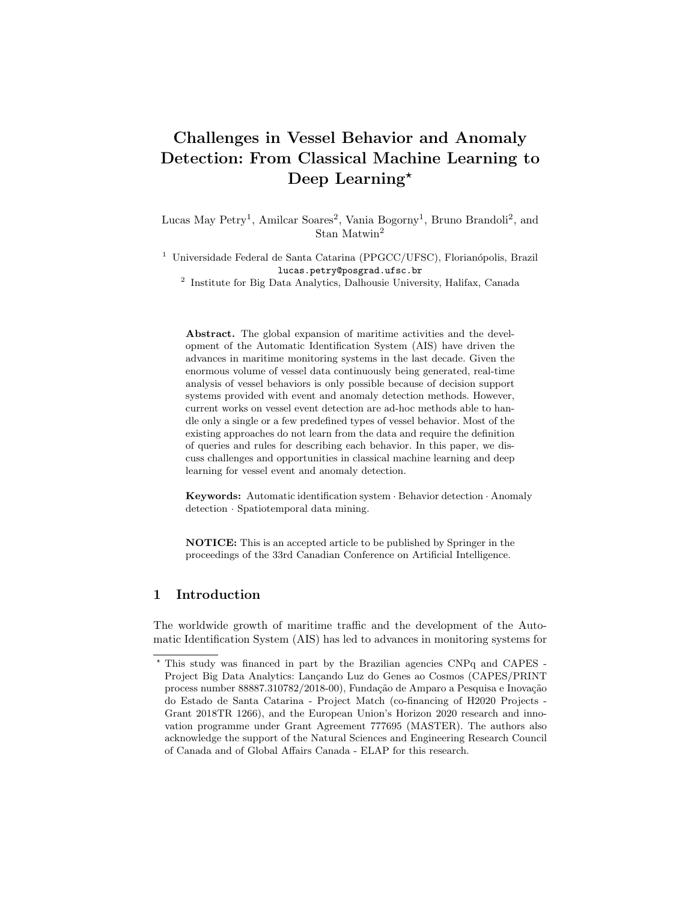# Challenges in Vessel Behavior and Anomaly Detection: From Classical Machine Learning to Deep Learning*

Lucas May Petry[1], Amilcar Soares[2], Vania Bogorny[1], Bruno Brandoli[2], and Stan Matwin[2]

[1] Universidade Federal de Santa Catarina (PPGCC/UFSC), Florianópolis, Brazil
lucas.petry@posgrad.ufsc.br

[2] Institute for Big Data Analytics, Dalhousie University, Halifax, Canada

**Abstract.** The global expansion of maritime activities and the development of the Automatic Identification System (AIS) have driven the advances in maritime monitoring systems in the last decade. Given the enormous volume of vessel data continuously being generated, real-time analysis of vessel behaviors is only possible because of decision support systems provided with event and anomaly detection methods. However, current works on vessel event detection are ad-hoc methods able to handle only a single or a few predefined types of vessel behavior. Most of the existing approaches do not learn from the data and require the definition of queries and rules for describing each behavior. In this paper, we discuss challenges and opportunities in classical machine learning and deep learning for vessel event and anomaly detection.

**Keywords:** Automatic identification system · Behavior detection · Anomaly detection · Spatiotemporal data mining.

**NOTICE:** This is an accepted article to be published by Springer in the proceedings of the 33rd Canadian Conference on Artificial Intelligence.

## 1 Introduction

The worldwide growth of maritime traffic and the development of the Automatic Identification System (AIS) has led to advances in monitoring systems for

---

* This study was financed in part by the Brazilian agencies CNPq and CAPES - Project Big Data Analytics: Lançando Luz do Genes ao Cosmos (CAPES/PRINT process number 88887.310782/2018-00), Fundação de Amparo a Pesquisa e Inovação do Estado de Santa Catarina - Project Match (co-financing of H2020 Projects - Grant 2018TR 1266), and the European Union's Horizon 2020 research and innovation programme under Grant Agreement 777695 (MASTER). The authors also acknowledge the support of the Natural Sciences and Engineering Research Council of Canada and of Global Affairs Canada - ELAP for this research.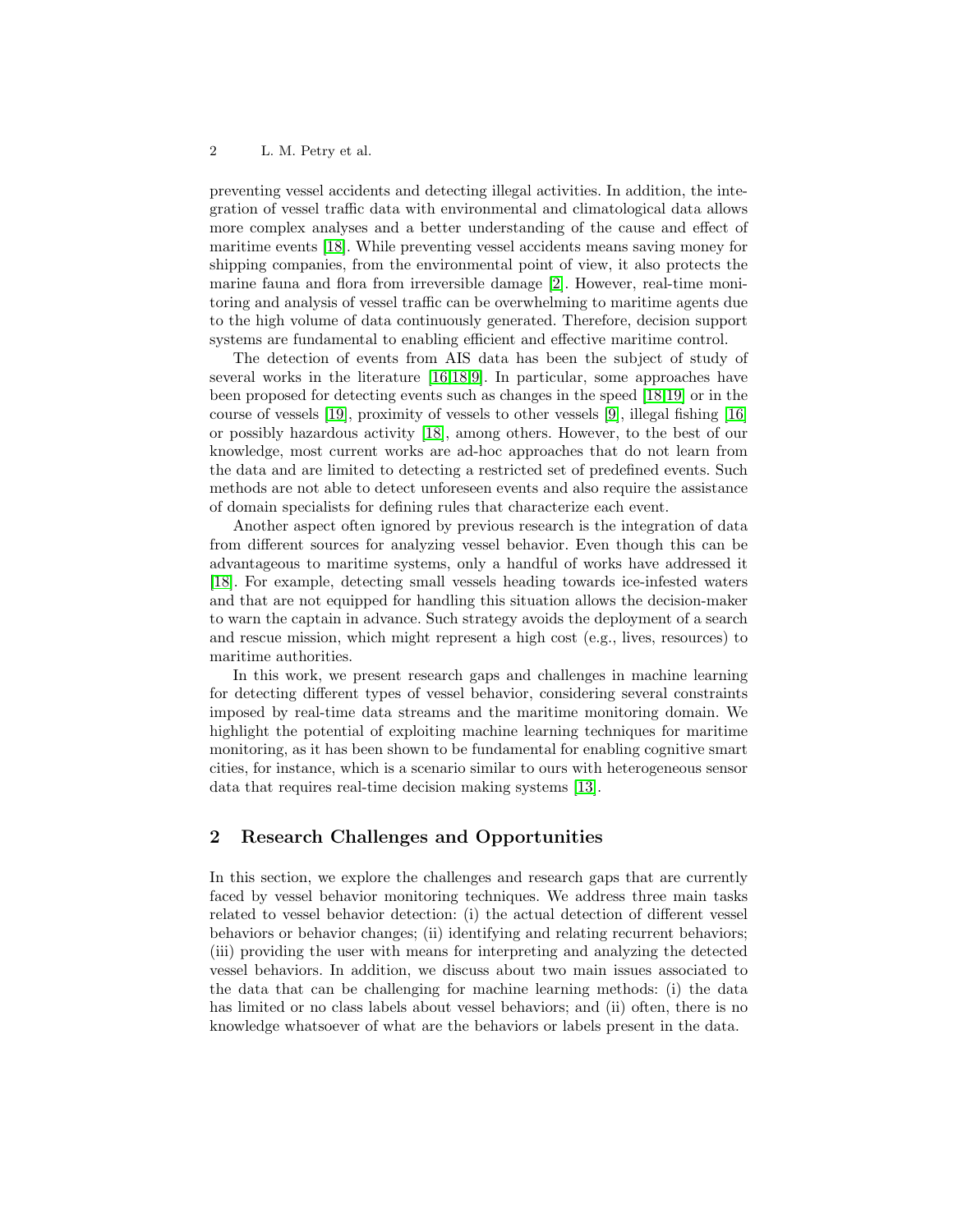preventing vessel accidents and detecting illegal activities. In addition, the integration of vessel traffic data with environmental and climatological data allows more complex analyses and a better understanding of the cause and effect of maritime events [18]. While preventing vessel accidents means saving money for shipping companies, from the environmental point of view, it also protects the marine fauna and flora from irreversible damage [2]. However, real-time monitoring and analysis of vessel traffic can be overwhelming to maritime agents due to the high volume of data continuously generated. Therefore, decision support systems are fundamental to enabling efficient and effective maritime control.

The detection of events from AIS data has been the subject of study of several works in the literature [16,18,9]. In particular, some approaches have been proposed for detecting events such as changes in the speed [18,19] or in the course of vessels [19], proximity of vessels to other vessels [9], illegal fishing [16] or possibly hazardous activity [18], among others. However, to the best of our knowledge, most current works are ad-hoc approaches that do not learn from the data and are limited to detecting a restricted set of predefined events. Such methods are not able to detect unforeseen events and also require the assistance of domain specialists for defining rules that characterize each event.

Another aspect often ignored by previous research is the integration of data from different sources for analyzing vessel behavior. Even though this can be advantageous to maritime systems, only a handful of works have addressed it [18]. For example, detecting small vessels heading towards ice-infested waters and that are not equipped for handling this situation allows the decision-maker to warn the captain in advance. Such strategy avoids the deployment of a search and rescue mission, which might represent a high cost (e.g., lives, resources) to maritime authorities.

In this work, we present research gaps and challenges in machine learning for detecting different types of vessel behavior, considering several constraints imposed by real-time data streams and the maritime monitoring domain. We highlight the potential of exploiting machine learning techniques for maritime monitoring, as it has been shown to be fundamental for enabling cognitive smart cities, for instance, which is a scenario similar to ours with heterogeneous sensor data that requires real-time decision making systems [13].

## 2 Research Challenges and Opportunities

In this section, we explore the challenges and research gaps that are currently faced by vessel behavior monitoring techniques. We address three main tasks related to vessel behavior detection: (i) the actual detection of different vessel behaviors or behavior changes; (ii) identifying and relating recurrent behaviors; (iii) providing the user with means for interpreting and analyzing the detected vessel behaviors. In addition, we discuss about two main issues associated to the data that can be challenging for machine learning methods: (i) the data has limited or no class labels about vessel behaviors; and (ii) often, there is no knowledge whatsoever of what are the behaviors or labels present in the data.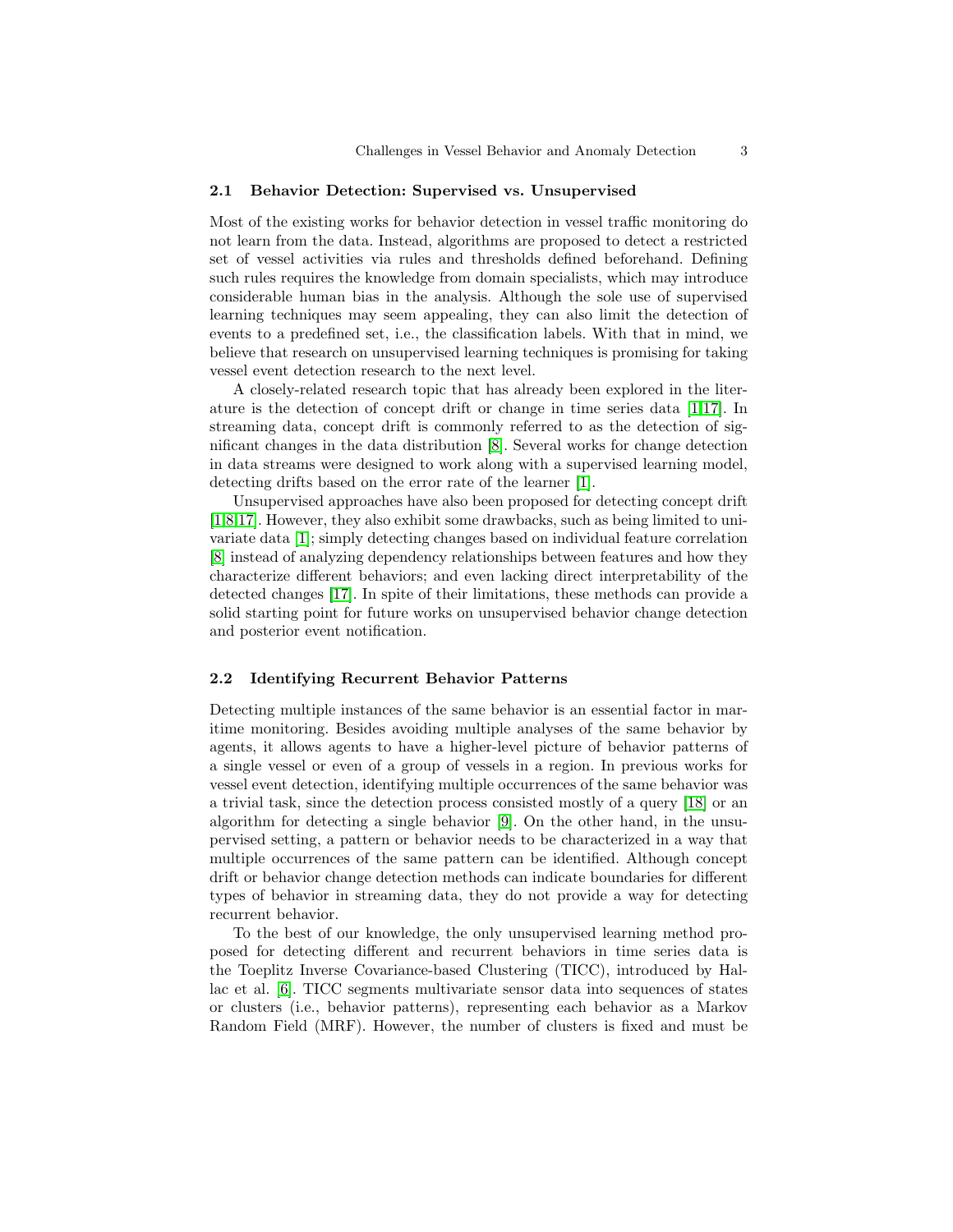### 2.1 Behavior Detection: Supervised vs. Unsupervised

Most of the existing works for behavior detection in vessel traffic monitoring do not learn from the data. Instead, algorithms are proposed to detect a restricted set of vessel activities via rules and thresholds defined beforehand. Defining such rules requires the knowledge from domain specialists, which may introduce considerable human bias in the analysis. Although the sole use of supervised learning techniques may seem appealing, they can also limit the detection of events to a predefined set, i.e., the classification labels. With that in mind, we believe that research on unsupervised learning techniques is promising for taking vessel event detection research to the next level.

A closely-related research topic that has already been explored in the literature is the detection of concept drift or change in time series data [1,17]. In streaming data, concept drift is commonly referred to as the detection of significant changes in the data distribution [8]. Several works for change detection in data streams were designed to work along with a supervised learning model, detecting drifts based on the error rate of the learner [1].

Unsupervised approaches have also been proposed for detecting concept drift [1,8,17]. However, they also exhibit some drawbacks, such as being limited to univariate data [1]; simply detecting changes based on individual feature correlation [8] instead of analyzing dependency relationships between features and how they characterize different behaviors; and even lacking direct interpretability of the detected changes [17]. In spite of their limitations, these methods can provide a solid starting point for future works on unsupervised behavior change detection and posterior event notification.

### 2.2 Identifying Recurrent Behavior Patterns

Detecting multiple instances of the same behavior is an essential factor in maritime monitoring. Besides avoiding multiple analyses of the same behavior by agents, it allows agents to have a higher-level picture of behavior patterns of a single vessel or even of a group of vessels in a region. In previous works for vessel event detection, identifying multiple occurrences of the same behavior was a trivial task, since the detection process consisted mostly of a query [18] or an algorithm for detecting a single behavior [9]. On the other hand, in the unsupervised setting, a pattern or behavior needs to be characterized in a way that multiple occurrences of the same pattern can be identified. Although concept drift or behavior change detection methods can indicate boundaries for different types of behavior in streaming data, they do not provide a way for detecting recurrent behavior.

To the best of our knowledge, the only unsupervised learning method proposed for detecting different and recurrent behaviors in time series data is the Toeplitz Inverse Covariance-based Clustering (TICC), introduced by Hallac et al. [6]. TICC segments multivariate sensor data into sequences of states or clusters (i.e., behavior patterns), representing each behavior as a Markov Random Field (MRF). However, the number of clusters is fixed and must be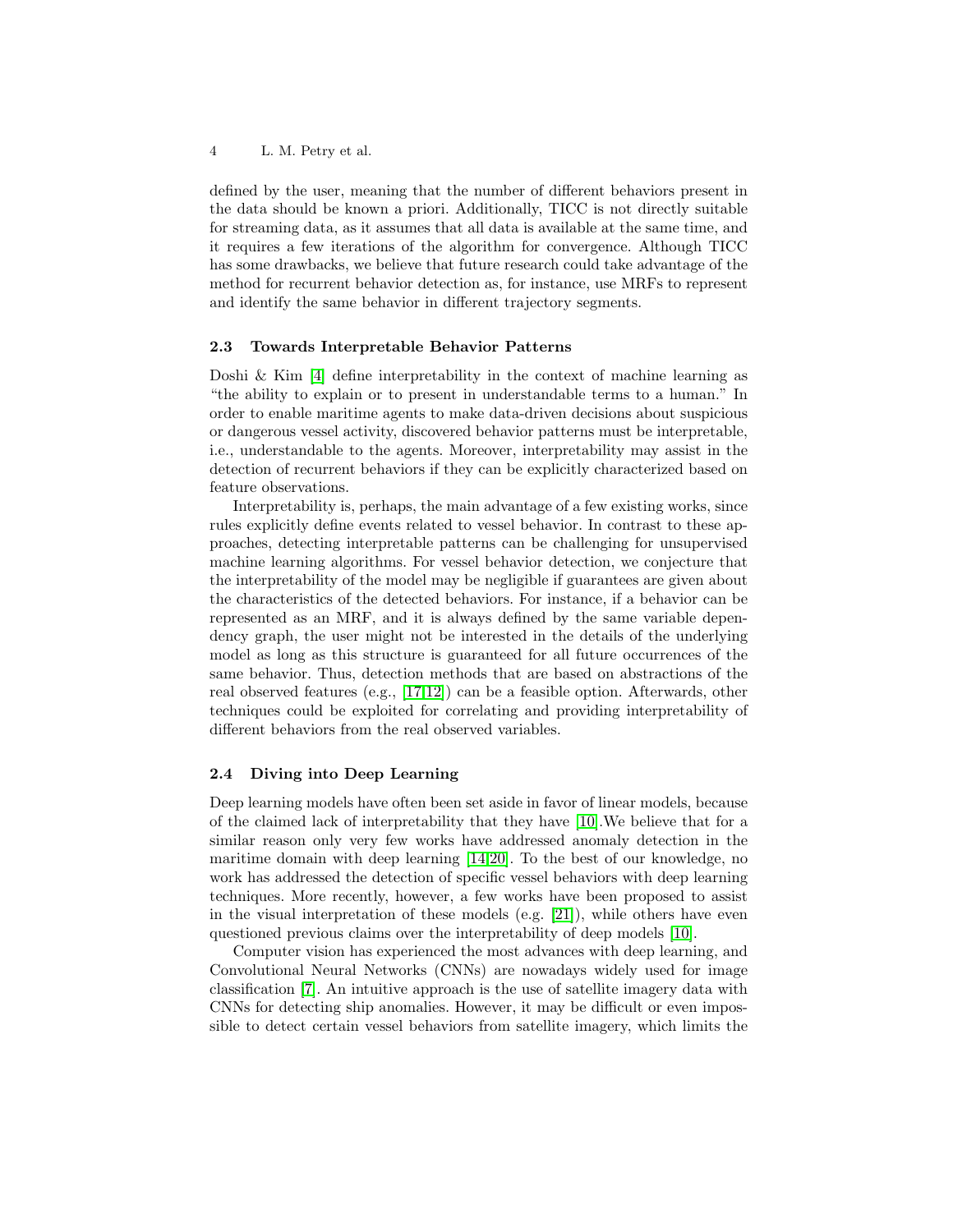defined by the user, meaning that the number of different behaviors present in the data should be known a priori. Additionally, TICC is not directly suitable for streaming data, as it assumes that all data is available at the same time, and it requires a few iterations of the algorithm for convergence. Although TICC has some drawbacks, we believe that future research could take advantage of the method for recurrent behavior detection as, for instance, use MRFs to represent and identify the same behavior in different trajectory segments.

### 2.3 Towards Interpretable Behavior Patterns

Doshi & Kim [4] define interpretability in the context of machine learning as "the ability to explain or to present in understandable terms to a human." In order to enable maritime agents to make data-driven decisions about suspicious or dangerous vessel activity, discovered behavior patterns must be interpretable, i.e., understandable to the agents. Moreover, interpretability may assist in the detection of recurrent behaviors if they can be explicitly characterized based on feature observations.

Interpretability is, perhaps, the main advantage of a few existing works, since rules explicitly define events related to vessel behavior. In contrast to these approaches, detecting interpretable patterns can be challenging for unsupervised machine learning algorithms. For vessel behavior detection, we conjecture that the interpretability of the model may be negligible if guarantees are given about the characteristics of the detected behaviors. For instance, if a behavior can be represented as an MRF, and it is always defined by the same variable dependency graph, the user might not be interested in the details of the underlying model as long as this structure is guaranteed for all future occurrences of the same behavior. Thus, detection methods that are based on abstractions of the real observed features (e.g., [17,12]) can be a feasible option. Afterwards, other techniques could be exploited for correlating and providing interpretability of different behaviors from the real observed variables.

### 2.4 Diving into Deep Learning

Deep learning models have often been set aside in favor of linear models, because of the claimed lack of interpretability that they have [10].We believe that for a similar reason only very few works have addressed anomaly detection in the maritime domain with deep learning [14,20]. To the best of our knowledge, no work has addressed the detection of specific vessel behaviors with deep learning techniques. More recently, however, a few works have been proposed to assist in the visual interpretation of these models (e.g. [21]), while others have even questioned previous claims over the interpretability of deep models [10].

Computer vision has experienced the most advances with deep learning, and Convolutional Neural Networks (CNNs) are nowadays widely used for image classification [7]. An intuitive approach is the use of satellite imagery data with CNNs for detecting ship anomalies. However, it may be difficult or even impossible to detect certain vessel behaviors from satellite imagery, which limits the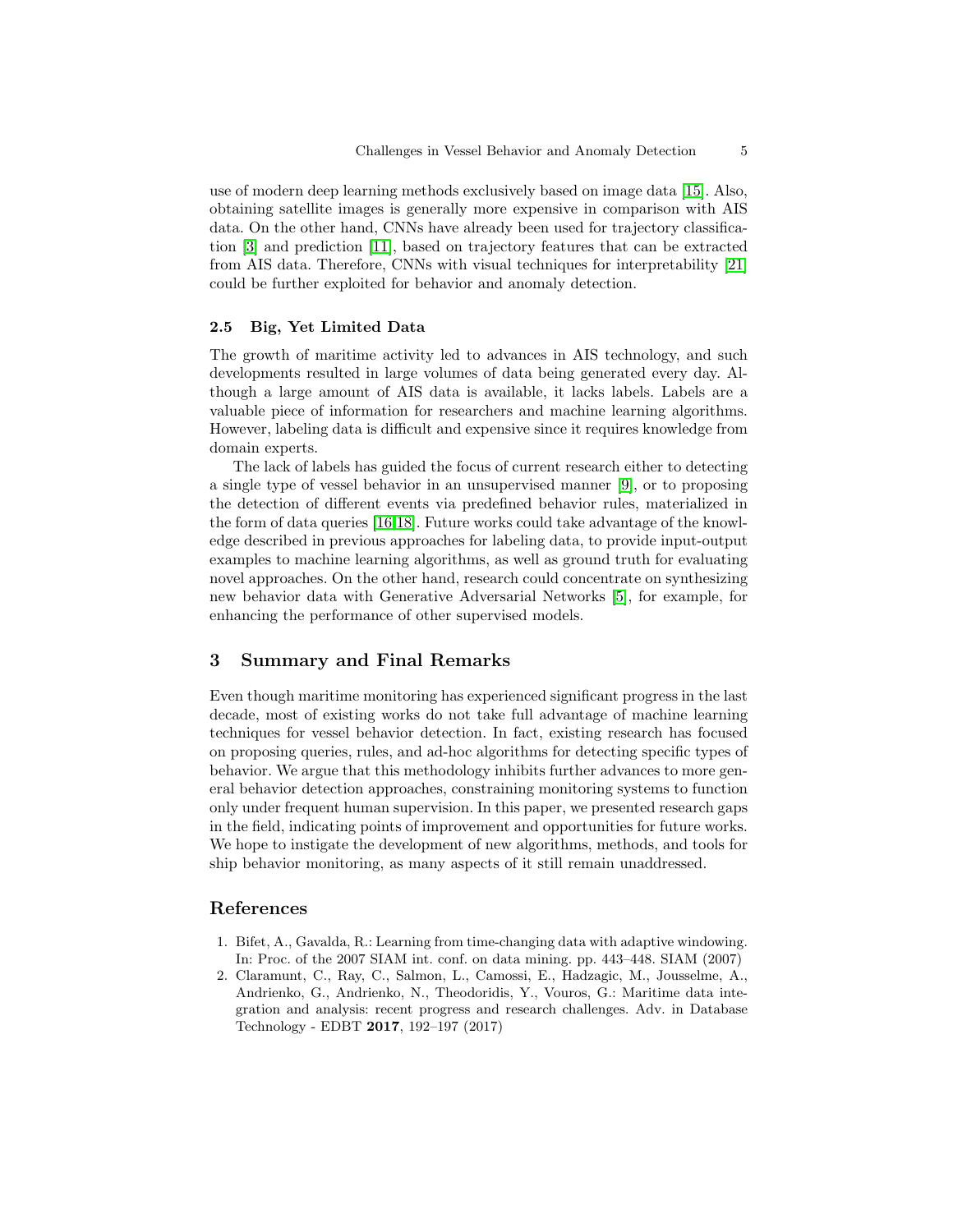use of modern deep learning methods exclusively based on image data [15]. Also, obtaining satellite images is generally more expensive in comparison with AIS data. On the other hand, CNNs have already been used for trajectory classification [3] and prediction [11], based on trajectory features that can be extracted from AIS data. Therefore, CNNs with visual techniques for interpretability [21] could be further exploited for behavior and anomaly detection.

### 2.5 Big, Yet Limited Data

The growth of maritime activity led to advances in AIS technology, and such developments resulted in large volumes of data being generated every day. Although a large amount of AIS data is available, it lacks labels. Labels are a valuable piece of information for researchers and machine learning algorithms. However, labeling data is difficult and expensive since it requires knowledge from domain experts.

The lack of labels has guided the focus of current research either to detecting a single type of vessel behavior in an unsupervised manner [9], or to proposing the detection of different events via predefined behavior rules, materialized in the form of data queries [16,18]. Future works could take advantage of the knowledge described in previous approaches for labeling data, to provide input-output examples to machine learning algorithms, as well as ground truth for evaluating novel approaches. On the other hand, research could concentrate on synthesizing new behavior data with Generative Adversarial Networks [5], for example, for enhancing the performance of other supervised models.

## 3 Summary and Final Remarks

Even though maritime monitoring has experienced significant progress in the last decade, most of existing works do not take full advantage of machine learning techniques for vessel behavior detection. In fact, existing research has focused on proposing queries, rules, and ad-hoc algorithms for detecting specific types of behavior. We argue that this methodology inhibits further advances to more general behavior detection approaches, constraining monitoring systems to function only under frequent human supervision. In this paper, we presented research gaps in the field, indicating points of improvement and opportunities for future works. We hope to instigate the development of new algorithms, methods, and tools for ship behavior monitoring, as many aspects of it still remain unaddressed.

## References

1. Bifet, A., Gavalda, R.: Learning from time-changing data with adaptive windowing. In: Proc. of the 2007 SIAM int. conf. on data mining. pp. 443–448. SIAM (2007)
2. Claramunt, C., Ray, C., Salmon, L., Camossi, E., Hadzagic, M., Jousselme, A., Andrienko, G., Andrienko, N., Theodoridis, Y., Vouros, G.: Maritime data integration and analysis: recent progress and research challenges. Adv. in Database Technology - EDBT **2017**, 192–197 (2017)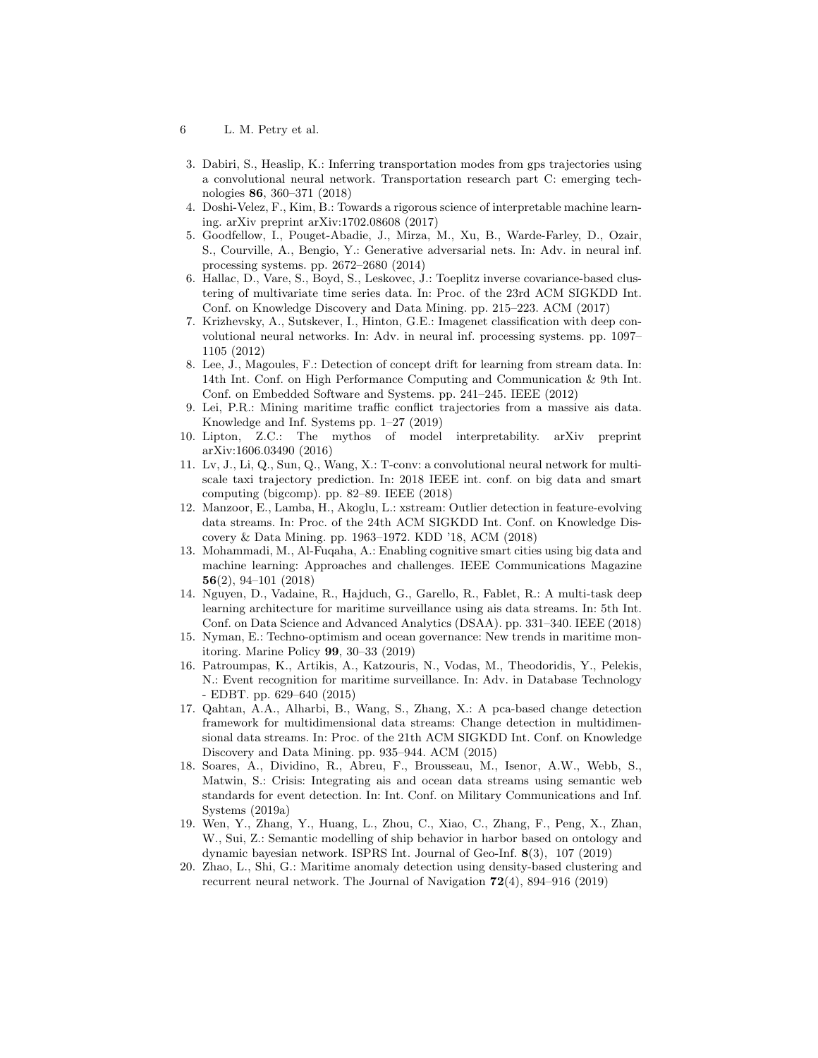3. Dabiri, S., Heaslip, K.: Inferring transportation modes from gps trajectories using a convolutional neural network. Transportation research part C: emerging technologies **86**, 360–371 (2018)
4. Doshi-Velez, F., Kim, B.: Towards a rigorous science of interpretable machine learning. arXiv preprint arXiv:1702.08608 (2017)
5. Goodfellow, I., Pouget-Abadie, J., Mirza, M., Xu, B., Warde-Farley, D., Ozair, S., Courville, A., Bengio, Y.: Generative adversarial nets. In: Adv. in neural inf. processing systems. pp. 2672–2680 (2014)
6. Hallac, D., Vare, S., Boyd, S., Leskovec, J.: Toeplitz inverse covariance-based clustering of multivariate time series data. In: Proc. of the 23rd ACM SIGKDD Int. Conf. on Knowledge Discovery and Data Mining. pp. 215–223. ACM (2017)
7. Krizhevsky, A., Sutskever, I., Hinton, G.E.: Imagenet classification with deep convolutional neural networks. In: Adv. in neural inf. processing systems. pp. 1097–1105 (2012)
8. Lee, J., Magoules, F.: Detection of concept drift for learning from stream data. In: 14th Int. Conf. on High Performance Computing and Communication & 9th Int. Conf. on Embedded Software and Systems. pp. 241–245. IEEE (2012)
9. Lei, P.R.: Mining maritime traffic conflict trajectories from a massive ais data. Knowledge and Inf. Systems pp. 1–27 (2019)
10. Lipton, Z.C.: The mythos of model interpretability. arXiv preprint arXiv:1606.03490 (2016)
11. Lv, J., Li, Q., Sun, Q., Wang, X.: T-conv: a convolutional neural network for multiscale taxi trajectory prediction. In: 2018 IEEE int. conf. on big data and smart computing (bigcomp). pp. 82–89. IEEE (2018)
12. Manzoor, E., Lamba, H., Akoglu, L.: xstream: Outlier detection in feature-evolving data streams. In: Proc. of the 24th ACM SIGKDD Int. Conf. on Knowledge Discovery & Data Mining. pp. 1963–1972. KDD '18, ACM (2018)
13. Mohammadi, M., Al-Fuqaha, A.: Enabling cognitive smart cities using big data and machine learning: Approaches and challenges. IEEE Communications Magazine **56**(2), 94–101 (2018)
14. Nguyen, D., Vadaine, R., Hajduch, G., Garello, R., Fablet, R.: A multi-task deep learning architecture for maritime surveillance using ais data streams. In: 5th Int. Conf. on Data Science and Advanced Analytics (DSAA). pp. 331–340. IEEE (2018)
15. Nyman, E.: Techno-optimism and ocean governance: New trends in maritime monitoring. Marine Policy **99**, 30–33 (2019)
16. Patroumpas, K., Artikis, A., Katzouris, N., Vodas, M., Theodoridis, Y., Pelekis, N.: Event recognition for maritime surveillance. In: Adv. in Database Technology - EDBT. pp. 629–640 (2015)
17. Qahtan, A.A., Alharbi, B., Wang, S., Zhang, X.: A pca-based change detection framework for multidimensional data streams: Change detection in multidimensional data streams. In: Proc. of the 21th ACM SIGKDD Int. Conf. on Knowledge Discovery and Data Mining. pp. 935–944. ACM (2015)
18. Soares, A., Dividino, R., Abreu, F., Brousseau, M., Isenor, A.W., Webb, S., Matwin, S.: Crisis: Integrating ais and ocean data streams using semantic web standards for event detection. In: Int. Conf. on Military Communications and Inf. Systems (2019a)
19. Wen, Y., Zhang, Y., Huang, L., Zhou, C., Xiao, C., Zhang, F., Peng, X., Zhan, W., Sui, Z.: Semantic modelling of ship behavior in harbor based on ontology and dynamic bayesian network. ISPRS Int. Journal of Geo-Inf. **8**(3), 107 (2019)
20. Zhao, L., Shi, G.: Maritime anomaly detection using density-based clustering and recurrent neural network. The Journal of Navigation **72**(4), 894–916 (2019)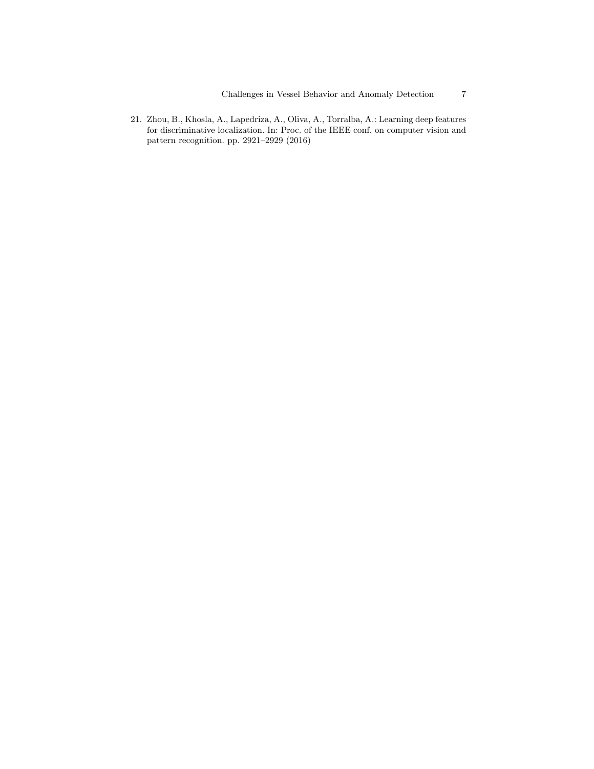21. Zhou, B., Khosla, A., Lapedriza, A., Oliva, A., Torralba, A.: Learning deep features for discriminative localization. In: Proc. of the IEEE conf. on computer vision and pattern recognition. pp. 2921–2929 (2016)